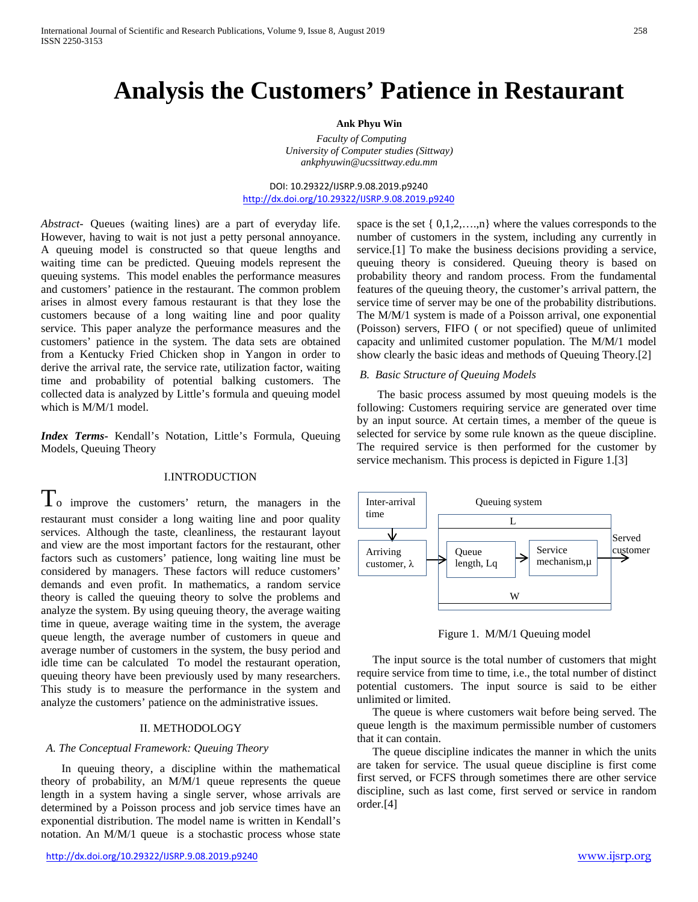# Analysis the Customers' Patience in Restaurant

**Ank Phyu Win**

*Faculty of Computing*
*University of Computer studies (Sittway)*
*ankphyuwin@ucssittway.edu.mm*

DOI: 10.29322/IJSRP.9.08.2019.p9240
http://dx.doi.org/10.29322/IJSRP.9.08.2019.p9240

*Abstract*- Queues (waiting lines) are a part of everyday life. However, having to wait is not just a petty personal annoyance. A queuing model is constructed so that queue lengths and waiting time can be predicted. Queuing models represent the queuing systems. This model enables the performance measures and customers' patience in the restaurant. The common problem arises in almost every famous restaurant is that they lose the customers because of a long waiting line and poor quality service. This paper analyze the performance measures and the customers' patience in the system. The data sets are obtained from a Kentucky Fried Chicken shop in Yangon in order to derive the arrival rate, the service rate, utilization factor, waiting time and probability of potential balking customers. The collected data is analyzed by Little's formula and queuing model which is M/M/1 model.

***Index Terms***- Kendall's Notation, Little's Formula, Queuing Models, Queuing Theory

## I.INTRODUCTION

To improve the customers' return, the managers in the restaurant must consider a long waiting line and poor quality services. Although the taste, cleanliness, the restaurant layout and view are the most important factors for the restaurant, other factors such as customers' patience, long waiting line must be considered by managers. These factors will reduce customers' demands and even profit. In mathematics, a random service theory is called the queuing theory to solve the problems and analyze the system. By using queuing theory, the average waiting time in queue, average waiting time in the system, the average queue length, the average number of customers in queue and average number of customers in the system, the busy period and idle time can be calculated To model the restaurant operation, queuing theory have been previously used by many researchers. This study is to measure the performance in the system and analyze the customers' patience on the administrative issues.

## II. METHODOLOGY

### *A. The Conceptual Framework: Queuing Theory*

In queuing theory, a discipline within the mathematical theory of probability, an M/M/1 queue represents the queue length in a system having a single server, whose arrivals are determined by a Poisson process and job service times have an exponential distribution. The model name is written in Kendall's notation. An M/M/1 queue is a stochastic process whose state space is the set { 0,1,2,….,n} where the values corresponds to the number of customers in the system, including any currently in service.[1] To make the business decisions providing a service, queuing theory is considered. Queuing theory is based on probability theory and random process. From the fundamental features of the queuing theory, the customer's arrival pattern, the service time of server may be one of the probability distributions. The M/M/1 system is made of a Poisson arrival, one exponential (Poisson) servers, FIFO ( or not specified) queue of unlimited capacity and unlimited customer population. The M/M/1 model show clearly the basic ideas and methods of Queuing Theory.[2]

### *B. Basic Structure of Queuing Models*

The basic process assumed by most queuing models is the following: Customers requiring service are generated over time by an input source. At certain times, a member of the queue is selected for service by some rule known as the queue discipline. The required service is then performed for the customer by service mechanism. This process is depicted in Figure 1.[3]

Inter-arrival time → Arriving customer, $\lambda$ → [Queuing system: L — Queue length, $L_q$ → Service mechanism, $\mu$ — W] → Served customer

Figure 1. M/M/1 Queuing model

The input source is the total number of customers that might require service from time to time, i.e., the total number of distinct potential customers. The input source is said to be either unlimited or limited.

The queue is where customers wait before being served. The queue length is the maximum permissible number of customers that it can contain.

The queue discipline indicates the manner in which the units are taken for service. The usual queue discipline is first come first served, or FCFS through sometimes there are other service discipline, such as last come, first served or service in random order.[4]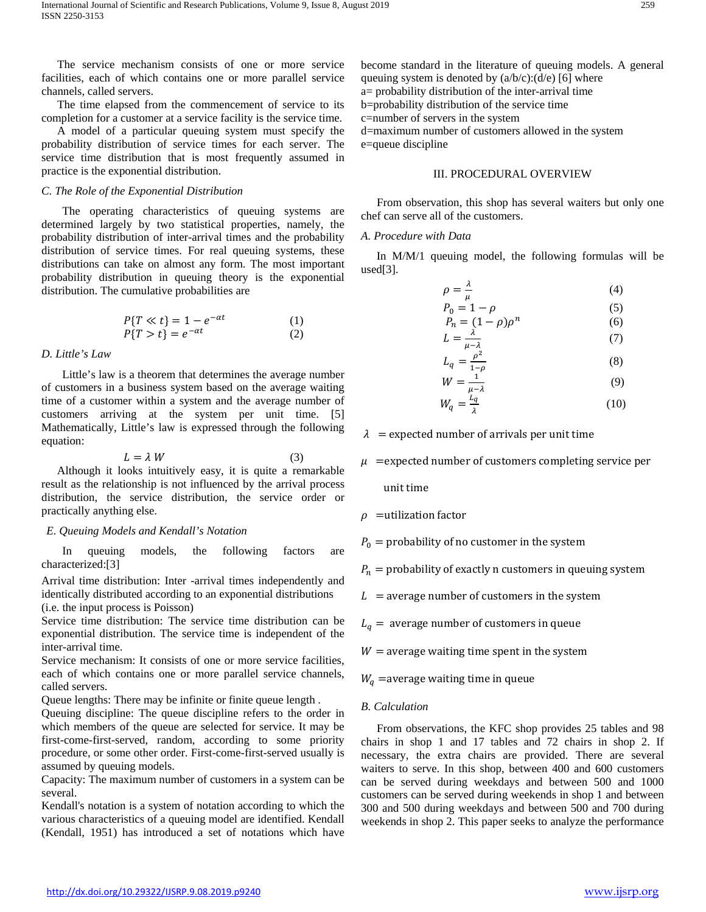The service mechanism consists of one or more service facilities, each of which contains one or more parallel service channels, called servers.

The time elapsed from the commencement of service to its completion for a customer at a service facility is the service time.

A model of a particular queuing system must specify the probability distribution of service times for each server. The service time distribution that is most frequently assumed in practice is the exponential distribution.

### C. The Role of the Exponential Distribution

The operating characteristics of queuing systems are determined largely by two statistical properties, namely, the probability distribution of inter-arrival times and the probability distribution of service times. For real queuing systems, these distributions can take on almost any form. The most important probability distribution in queuing theory is the exponential distribution. The cumulative probabilities are

$$P\{T \ll t\} = 1 - e^{-\alpha t} \quad (1)$$

$$P\{T > t\} = e^{-\alpha t} \quad (2)$$

### D. Little's Law

Little's law is a theorem that determines the average number of customers in a business system based on the average waiting time of a customer within a system and the average number of customers arriving at the system per unit time. [5] Mathematically, Little's law is expressed through the following equation:

$$L = \lambda W \quad (3)$$

Although it looks intuitively easy, it is quite a remarkable result as the relationship is not influenced by the arrival process distribution, the service distribution, the service order or practically anything else.

### E. Queuing Models and Kendall's Notation

In queuing models, the following factors are characterized:[3]

Arrival time distribution: Inter -arrival times independently and identically distributed according to an exponential distributions (i.e. the input process is Poisson)

Service time distribution: The service time distribution can be exponential distribution. The service time is independent of the inter-arrival time.

Service mechanism: It consists of one or more service facilities, each of which contains one or more parallel service channels, called servers.

Queue lengths: There may be infinite or finite queue length .

Queuing discipline: The queue discipline refers to the order in which members of the queue are selected for service. It may be first-come-first-served, random, according to some priority procedure, or some other order. First-come-first-served usually is assumed by queuing models.

Capacity: The maximum number of customers in a system can be several.

Kendall's notation is a system of notation according to which the various characteristics of a queuing model are identified. Kendall (Kendall, 1951) has introduced a set of notations which have become standard in the literature of queuing models. A general queuing system is denoted by (a/b/c):(d/e) [6] where

a= probability distribution of the inter-arrival time

b=probability distribution of the service time

c=number of servers in the system

d=maximum number of customers allowed in the system

e=queue discipline

## III. PROCEDURAL OVERVIEW

From observation, this shop has several waiters but only one chef can serve all of the customers.

### A. Procedure with Data

In M/M/1 queuing model, the following formulas will be used[3].

$$\rho = \frac{\lambda}{\mu} \quad (4)$$

$$P_0 = 1 - \rho \quad (5)$$

$$P_n = (1-\rho)\rho^n \quad (6)$$

$$L = \frac{\lambda}{\mu - \lambda} \quad (7)$$

$$L_q = \frac{\rho^2}{1-\rho} \quad (8)$$

$$W = \frac{1}{\mu - \lambda} \quad (9)$$

$$W_q = \frac{L_q}{\lambda} \quad (10)$$

$\lambda$ = expected number of arrivals per unit time

$\mu$ =expected number of customers completing service per unit time

$\rho$ =utilization factor

$P_0$ = probability of no customer in the system

$P_n$ = probability of exactly n customers in queuing system

$L$ = average number of customers in the system

$L_q$ = average number of customers in queue

$W$ = average waiting time spent in the system

$W_q$ =average waiting time in queue

### B. Calculation

From observations, the KFC shop provides 25 tables and 98 chairs in shop 1 and 17 tables and 72 chairs in shop 2. If necessary, the extra chairs are provided. There are several waiters to serve. In this shop, between 400 and 600 customers can be served during weekdays and between 500 and 1000 customers can be served during weekends in shop 1 and between 300 and 500 during weekdays and between 500 and 700 during weekends in shop 2. This paper seeks to analyze the performance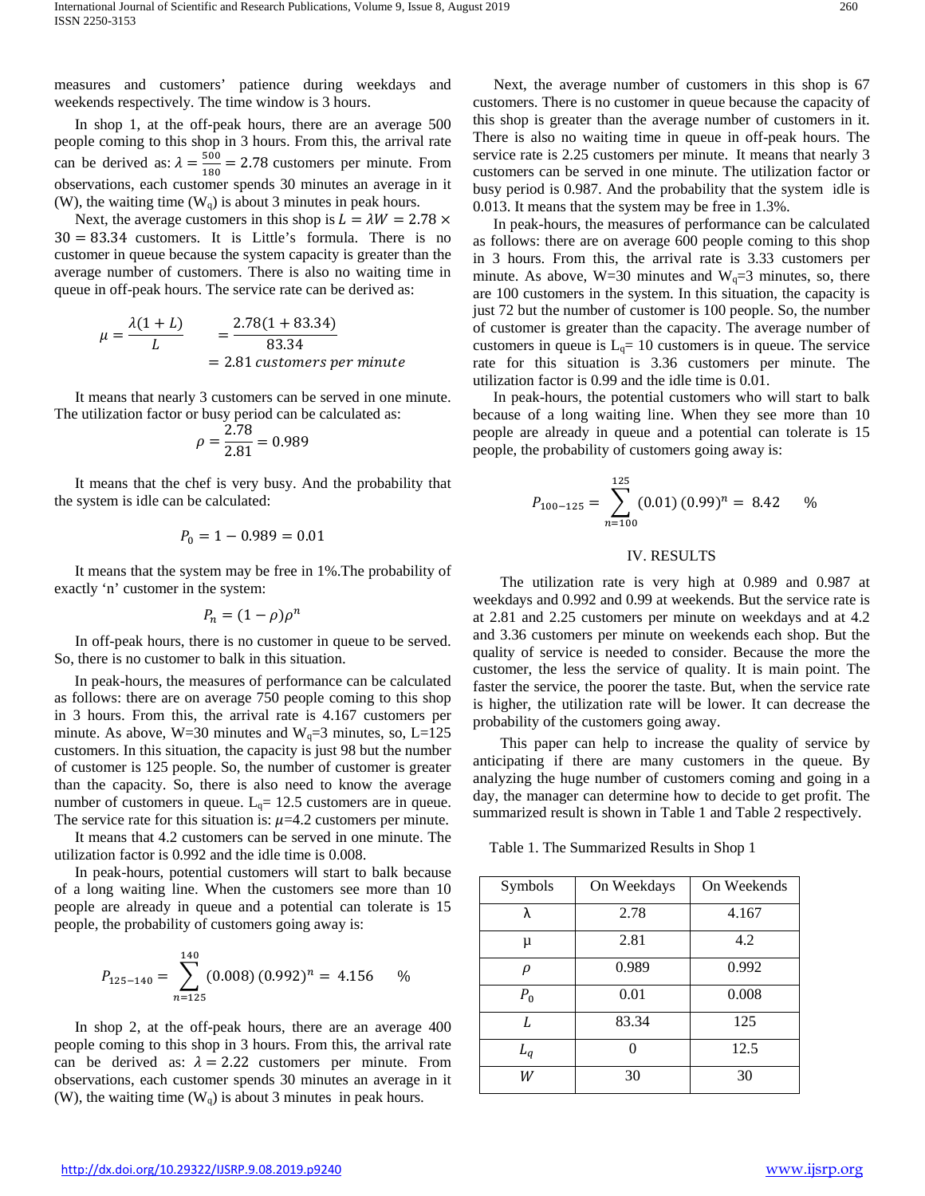measures and customers' patience during weekdays and weekends respectively. The time window is 3 hours.

In shop 1, at the off-peak hours, there are an average 500 people coming to this shop in 3 hours. From this, the arrival rate can be derived as: $\lambda = \frac{500}{180} = 2.78$ customers per minute. From observations, each customer spends 30 minutes an average in it (W), the waiting time ($W_q$) is about 3 minutes in peak hours.

Next, the average customers in this shop is $L = \lambda W = 2.78 \times 30 = 83.34$ customers. It is Little's formula. There is no customer in queue because the system capacity is greater than the average number of customers. There is also no waiting time in queue in off-peak hours. The service rate can be derived as:

$$\mu = \frac{\lambda(1+L)}{L} = \frac{2.78(1+83.34)}{83.34} = 2.81 \textit{ customers per minute}$$

It means that nearly 3 customers can be served in one minute. The utilization factor or busy period can be calculated as:

$$\rho = \frac{2.78}{2.81} = 0.989$$

It means that the chef is very busy. And the probability that the system is idle can be calculated:

$$P_0 = 1 - 0.989 = 0.01$$

It means that the system may be free in 1%.The probability of exactly 'n' customer in the system:

$$P_n = (1-\rho)\rho^n$$

In off-peak hours, there is no customer in queue to be served. So, there is no customer to balk in this situation.

In peak-hours, the measures of performance can be calculated as follows: there are on average 750 people coming to this shop in 3 hours. From this, the arrival rate is 4.167 customers per minute. As above, W=30 minutes and $W_q$=3 minutes, so, L=125 customers. In this situation, the capacity is just 98 but the number of customer is 125 people. So, the number of customer is greater than the capacity. So, there is also need to know the average number of customers in queue. $L_q$= 12.5 customers are in queue. The service rate for this situation is: $\mu$=4.2 customers per minute.

It means that 4.2 customers can be served in one minute. The utilization factor is 0.992 and the idle time is 0.008.

In peak-hours, potential customers will start to balk because of a long waiting line. When the customers see more than 10 people are already in queue and a potential can tolerate is 15 people, the probability of customers going away is:

$$P_{125-140} = \sum_{n=125}^{140} (0.008)\,(0.992)^n = 4.156 \quad \%$$

In shop 2, at the off-peak hours, there are an average 400 people coming to this shop in 3 hours. From this, the arrival rate can be derived as: $\lambda = 2.22$ customers per minute. From observations, each customer spends 30 minutes an average in it (W), the waiting time ($W_q$) is about 3 minutes in peak hours.

Next, the average number of customers in this shop is 67 customers. There is no customer in queue because the capacity of this shop is greater than the average number of customers in it. There is also no waiting time in queue in off-peak hours. The service rate is 2.25 customers per minute. It means that nearly 3 customers can be served in one minute. The utilization factor or busy period is 0.987. And the probability that the system idle is 0.013. It means that the system may be free in 1.3%.

In peak-hours, the measures of performance can be calculated as follows: there are on average 600 people coming to this shop in 3 hours. From this, the arrival rate is 3.33 customers per minute. As above, W=30 minutes and $W_q$=3 minutes, so, there are 100 customers in the system. In this situation, the capacity is just 72 but the number of customer is 100 people. So, the number of customer is greater than the capacity. The average number of customers in queue is $L_q$= 10 customers is in queue. The service rate for this situation is 3.36 customers per minute. The utilization factor is 0.99 and the idle time is 0.01.

In peak-hours, the potential customers who will start to balk because of a long waiting line. When they see more than 10 people are already in queue and a potential can tolerate is 15 people, the probability of customers going away is:

$$P_{100-125} = \sum_{n=100}^{125} (0.01)\,(0.99)^n = 8.42 \quad \%$$

## IV. RESULTS

The utilization rate is very high at 0.989 and 0.987 at weekdays and 0.992 and 0.99 at weekends. But the service rate is at 2.81 and 2.25 customers per minute on weekdays and at 4.2 and 3.36 customers per minute on weekends each shop. But the quality of service is needed to consider. Because the more the customer, the less the service of quality. It is main point. The faster the service, the poorer the taste. But, when the service rate is higher, the utilization rate will be lower. It can decrease the probability of the customers going away.

This paper can help to increase the quality of service by anticipating if there are many customers in the queue. By analyzing the huge number of customers coming and going in a day, the manager can determine how to decide to get profit. The summarized result is shown in Table 1 and Table 2 respectively.

Table 1. The Summarized Results in Shop 1

| Symbols | On Weekdays | On Weekends |
|---|---|---|
| λ | 2.78 | 4.167 |
| μ | 2.81 | 4.2 |
| $\rho$ | 0.989 | 0.992 |
| $P_0$ | 0.01 | 0.008 |
| $L$ | 83.34 | 125 |
| $L_q$ | 0 | 12.5 |
| $W$ | 30 | 30 |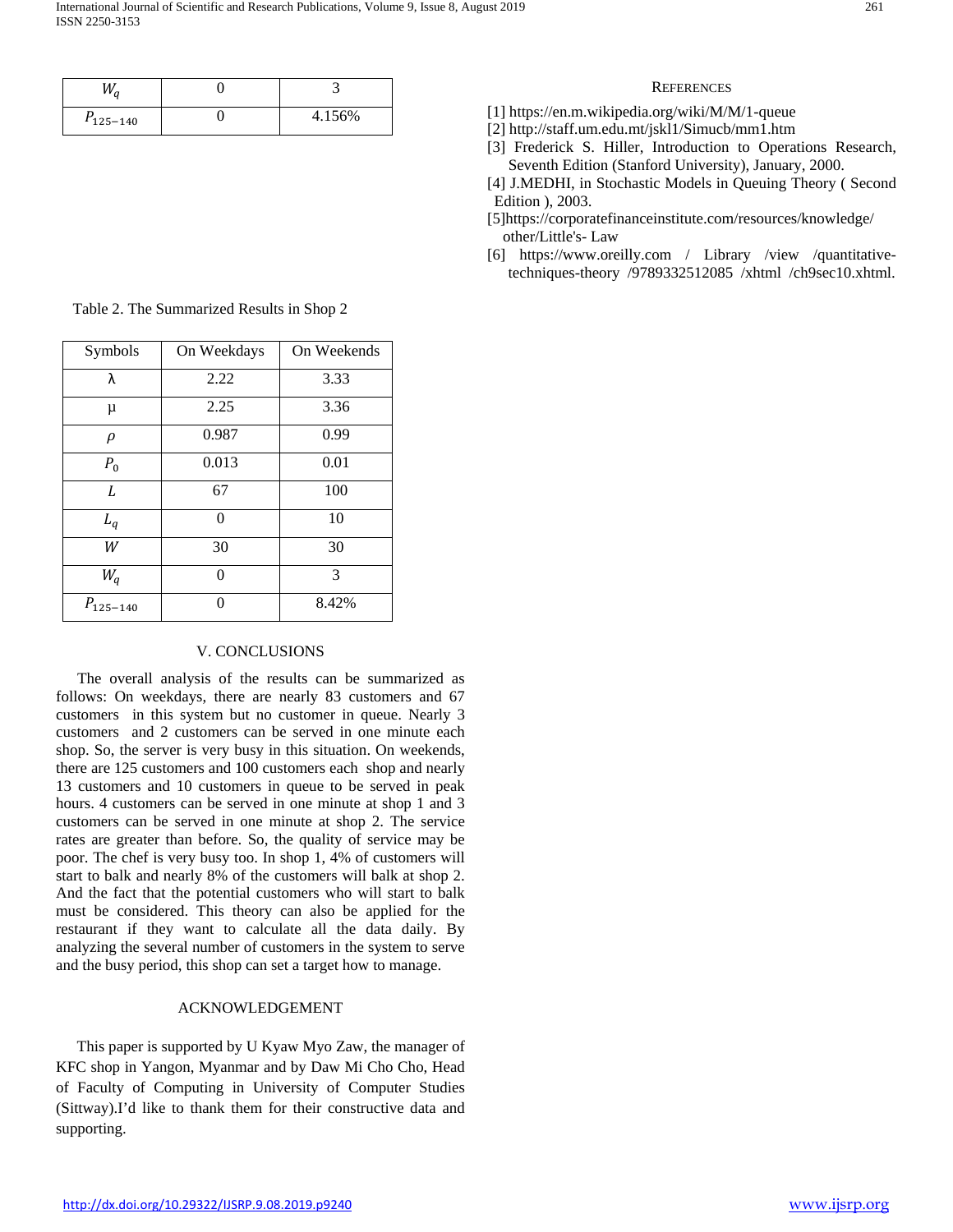| | | |
|---|---|---|
| $W_q$ | 0 | 3 |
| $P_{125-140}$ | 0 | 4.156% |

Table 2. The Summarized Results in Shop 2

| Symbols | On Weekdays | On Weekends |
|---|---|---|
| λ | 2.22 | 3.33 |
| μ | 2.25 | 3.36 |
| $\rho$ | 0.987 | 0.99 |
| $P_0$ | 0.013 | 0.01 |
| $L$ | 67 | 100 |
| $L_q$ | 0 | 10 |
| $W$ | 30 | 30 |
| $W_q$ | 0 | 3 |
| $P_{125-140}$ | 0 | 8.42% |

## V. CONCLUSIONS

The overall analysis of the results can be summarized as follows: On weekdays, there are nearly 83 customers and 67 customers in this system but no customer in queue. Nearly 3 customers and 2 customers can be served in one minute each shop. So, the server is very busy in this situation. On weekends, there are 125 customers and 100 customers each shop and nearly 13 customers and 10 customers in queue to be served in peak hours. 4 customers can be served in one minute at shop 1 and 3 customers can be served in one minute at shop 2. The service rates are greater than before. So, the quality of service may be poor. The chef is very busy too. In shop 1, 4% of customers will start to balk and nearly 8% of the customers will balk at shop 2. And the fact that the potential customers who will start to balk must be considered. This theory can also be applied for the restaurant if they want to calculate all the data daily. By analyzing the several number of customers in the system to serve and the busy period, this shop can set a target how to manage.

## ACKNOWLEDGEMENT

This paper is supported by U Kyaw Myo Zaw, the manager of KFC shop in Yangon, Myanmar and by Daw Mi Cho Cho, Head of Faculty of Computing in University of Computer Studies (Sittway).I'd like to thank them for their constructive data and supporting.

## REFERENCES

[1] https://en.m.wikipedia.org/wiki/M/M/1-queue

[2] http://staff.um.edu.mt/jskl1/Simucb/mm1.htm

[3] Frederick S. Hiller, Introduction to Operations Research, Seventh Edition (Stanford University), January, 2000.

[4] J.MEDHI, in Stochastic Models in Queuing Theory ( Second Edition ), 2003.

[5]https://corporatefinanceinstitute.com/resources/knowledge/other/Little's- Law

[6] https://www.oreilly.com / Library /view /quantitative-techniques-theory /9789332512085 /xhtml /ch9sec10.xhtml.